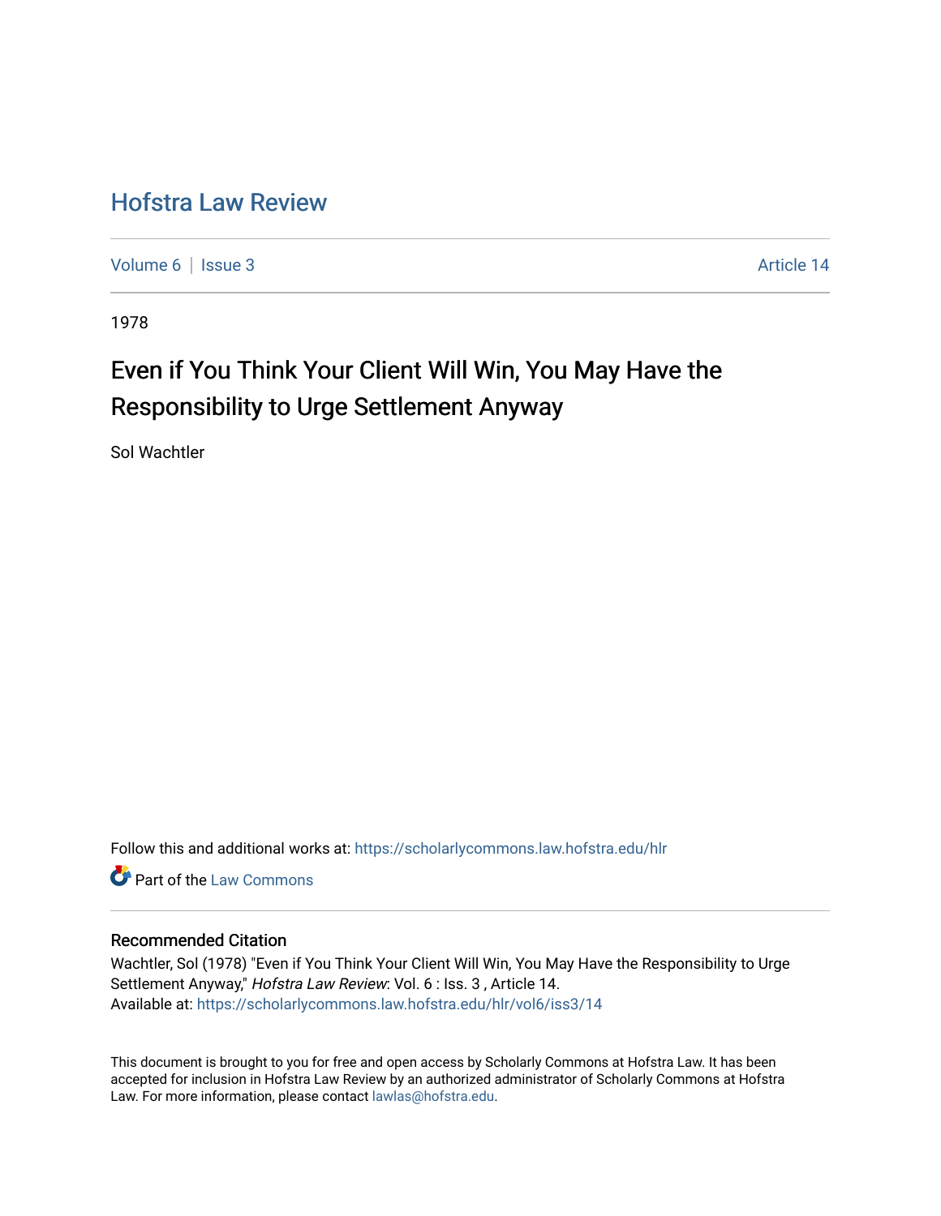# Hofstra Law Review

Volume 6 | Issue 3 Article 14

1978

## Even if You Think Your Client Will Win, You May Have the Responsibility to Urge Settlement Anyway

Sol Wachtler

Follow this and additional works at: https://scholarlycommons.law.hofstra.edu/hlr

Part of the Law Commons

### Recommended Citation

Wachtler, Sol (1978) "Even if You Think Your Client Will Win, You May Have the Responsibility to Urge Settlement Anyway," *Hofstra Law Review*: Vol. 6 : Iss. 3 , Article 14.
Available at: https://scholarlycommons.law.hofstra.edu/hlr/vol6/iss3/14

This document is brought to you for free and open access by Scholarly Commons at Hofstra Law. It has been accepted for inclusion in Hofstra Law Review by an authorized administrator of Scholarly Commons at Hofstra Law. For more information, please contact lawlas@hofstra.edu.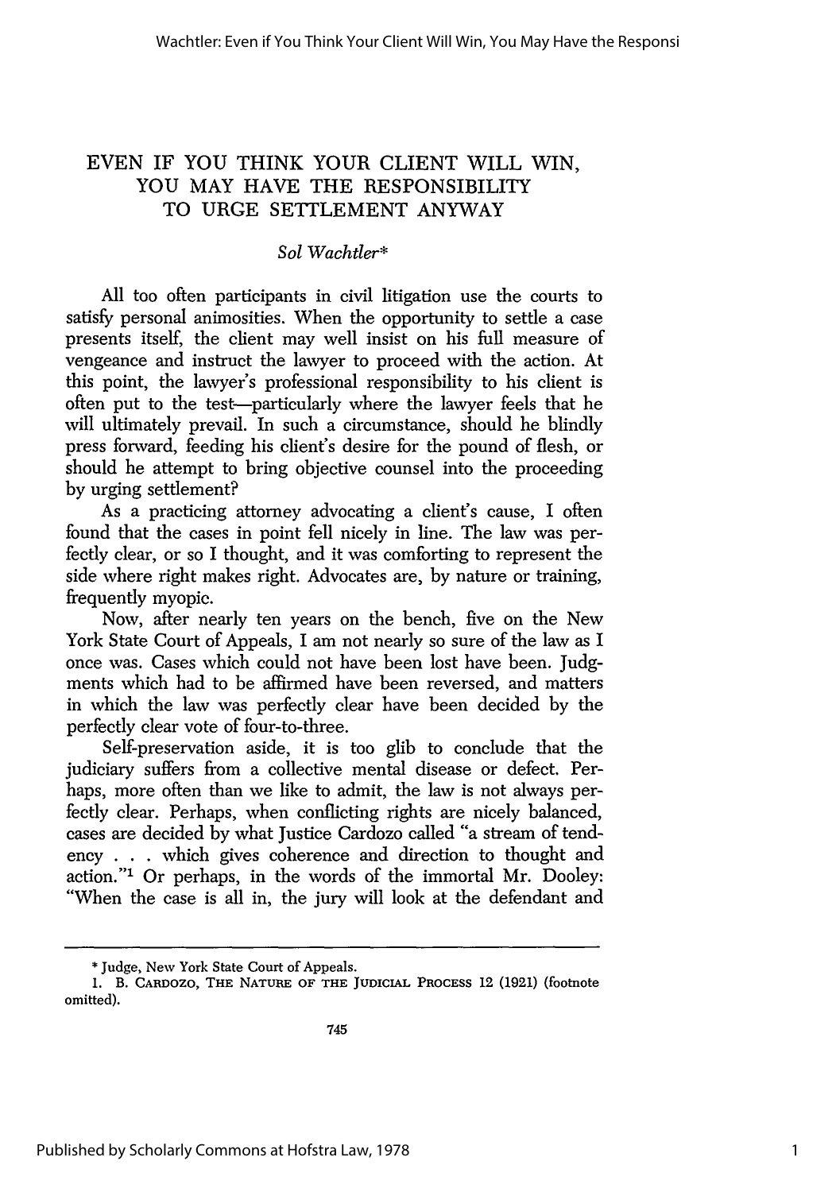# EVEN IF YOU THINK YOUR CLIENT WILL WIN, YOU MAY HAVE THE RESPONSIBILITY TO URGE SETTLEMENT ANYWAY

*Sol Wachtler\**

All too often participants in civil litigation use the courts to satisfy personal animosities. When the opportunity to settle a case presents itself, the client may well insist on his full measure of vengeance and instruct the lawyer to proceed with the action. At this point, the lawyer's professional responsibility to his client is often put to the test—particularly where the lawyer feels that he will ultimately prevail. In such a circumstance, should he blindly press forward, feeding his client's desire for the pound of flesh, or should he attempt to bring objective counsel into the proceeding by urging settlement?

As a practicing attorney advocating a client's cause, I often found that the cases in point fell nicely in line. The law was perfectly clear, or so I thought, and it was comforting to represent the side where right makes right. Advocates are, by nature or training, frequently myopic.

Now, after nearly ten years on the bench, five on the New York State Court of Appeals, I am not nearly so sure of the law as I once was. Cases which could not have been lost have been. Judgments which had to be affirmed have been reversed, and matters in which the law was perfectly clear have been decided by the perfectly clear vote of four-to-three.

Self-preservation aside, it is too glib to conclude that the judiciary suffers from a collective mental disease or defect. Perhaps, more often than we like to admit, the law is not always perfectly clear. Perhaps, when conflicting rights are nicely balanced, cases are decided by what Justice Cardozo called "a stream of tendency . . . which gives coherence and direction to thought and action."[1] Or perhaps, in the words of the immortal Mr. Dooley: "When the case is all in, the jury will look at the defendant and

---

\* Judge, New York State Court of Appeals.

1. B. CARDOZO, THE NATURE OF THE JUDICIAL PROCESS 12 (1921) (footnote omitted).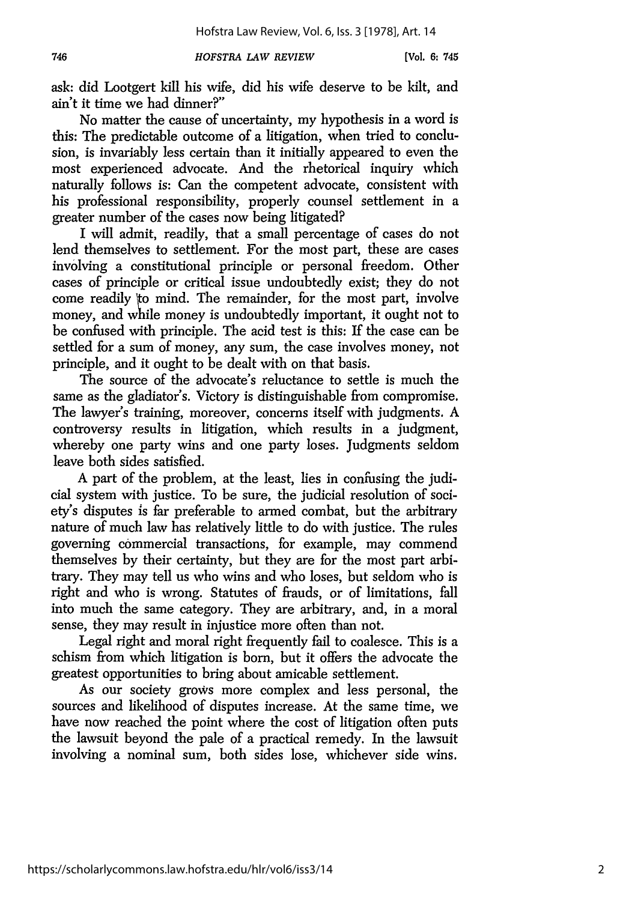ask: did Lootgert kill his wife, did his wife deserve to be kilt, and ain't it time we had dinner?"

No matter the cause of uncertainty, my hypothesis in a word is this: The predictable outcome of a litigation, when tried to conclusion, is invariably less certain than it initially appeared to even the most experienced advocate. And the rhetorical inquiry which naturally follows is: Can the competent advocate, consistent with his professional responsibility, properly counsel settlement in a greater number of the cases now being litigated?

I will admit, readily, that a small percentage of cases do not lend themselves to settlement. For the most part, these are cases involving a constitutional principle or personal freedom. Other cases of principle or critical issue undoubtedly exist; they do not come readily to mind. The remainder, for the most part, involve money, and while money is undoubtedly important, it ought not to be confused with principle. The acid test is this: If the case can be settled for a sum of money, any sum, the case involves money, not principle, and it ought to be dealt with on that basis.

The source of the advocate's reluctance to settle is much the same as the gladiator's. Victory is distinguishable from compromise. The lawyer's training, moreover, concerns itself with judgments. A controversy results in litigation, which results in a judgment, whereby one party wins and one party loses. Judgments seldom leave both sides satisfied.

A part of the problem, at the least, lies in confusing the judicial system with justice. To be sure, the judicial resolution of society's disputes is far preferable to armed combat, but the arbitrary nature of much law has relatively little to do with justice. The rules governing commercial transactions, for example, may commend themselves by their certainty, but they are for the most part arbitrary. They may tell us who wins and who loses, but seldom who is right and who is wrong. Statutes of frauds, or of limitations, fall into much the same category. They are arbitrary, and, in a moral sense, they may result in injustice more often than not.

Legal right and moral right frequently fail to coalesce. This is a schism from which litigation is born, but it offers the advocate the greatest opportunities to bring about amicable settlement.

As our society grows more complex and less personal, the sources and likelihood of disputes increase. At the same time, we have now reached the point where the cost of litigation often puts the lawsuit beyond the pale of a practical remedy. In the lawsuit involving a nominal sum, both sides lose, whichever side wins.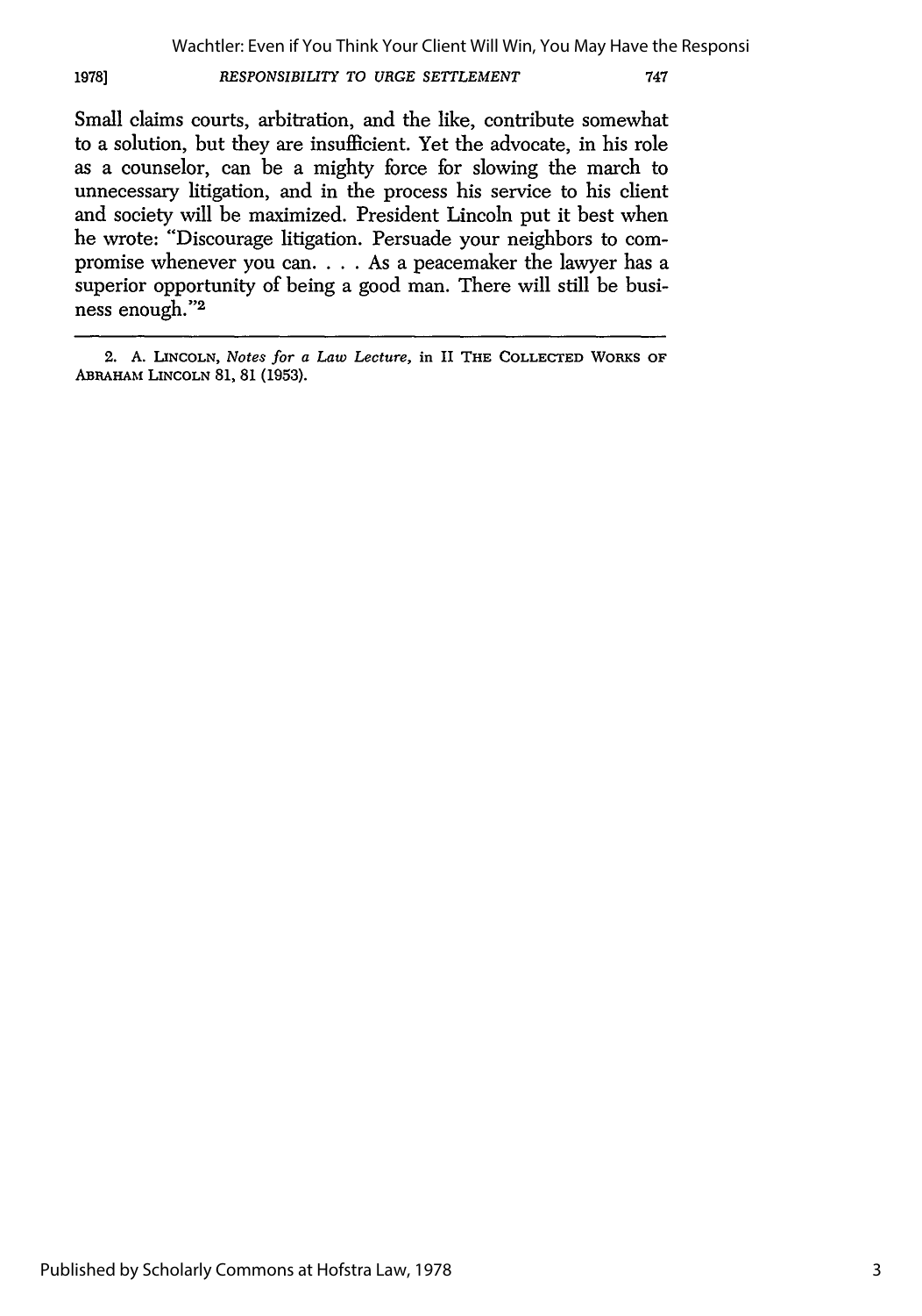Small claims courts, arbitration, and the like, contribute somewhat to a solution, but they are insufficient. Yet the advocate, in his role as a counselor, can be a mighty force for slowing the march to unnecessary litigation, and in the process his service to his client and society will be maximized. President Lincoln put it best when he wrote: "Discourage litigation. Persuade your neighbors to compromise whenever you can. . . . As a peacemaker the lawyer has a superior opportunity of being a good man. There will still be business enough."[2]

---

2. A. LINCOLN, *Notes for a Law Lecture*, in II THE COLLECTED WORKS OF ABRAHAM LINCOLN 81, 81 (1953).